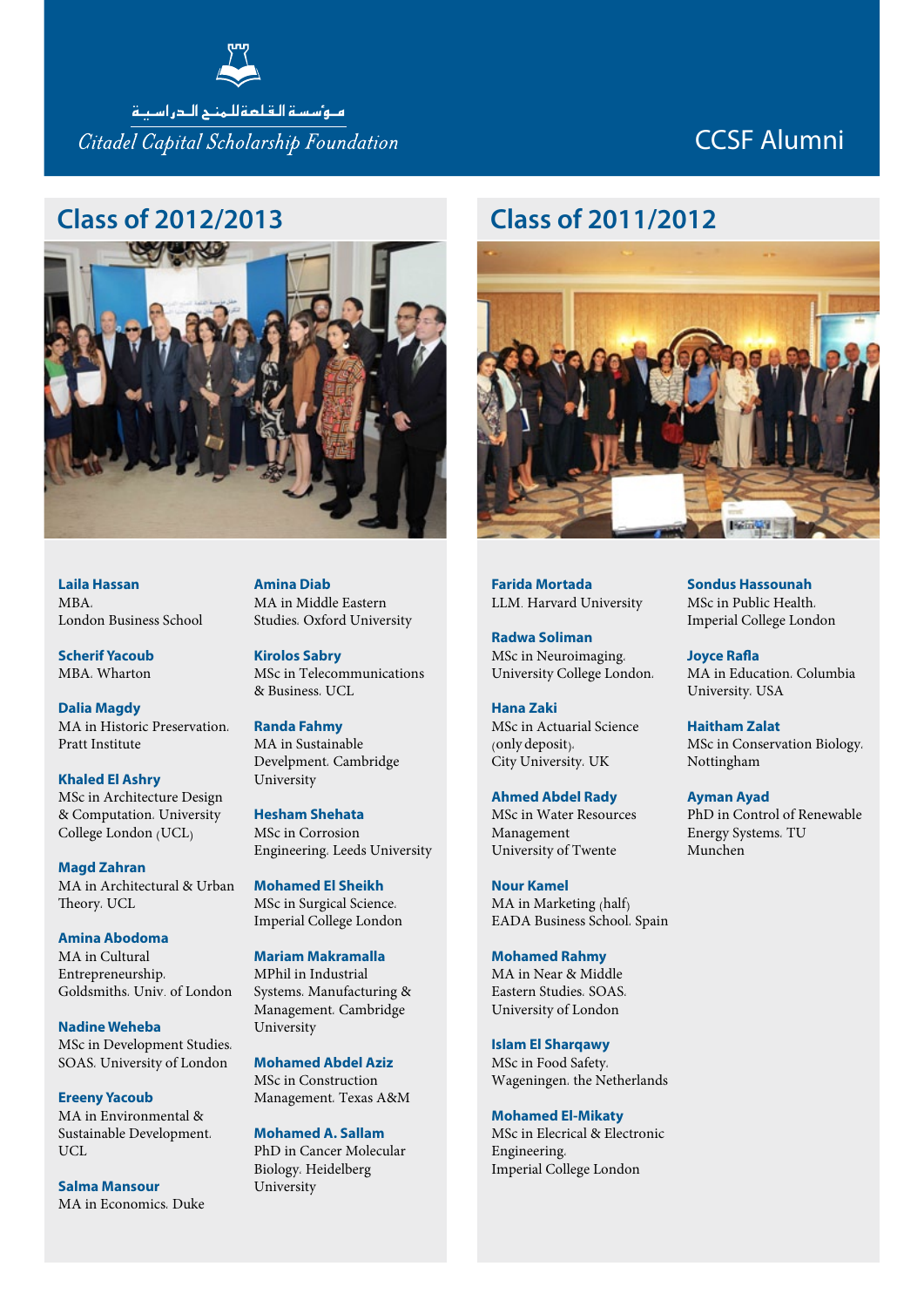مـؤسسة القلعة للمنح الدراسية

*Citadel Capital Scholarship Foundation*

# CCSF Alumni

## Class of 2012/2013

**Laila Hassan**
MBA,
London Business School

**Scherif Yacoub**
MBA, Wharton

**Dalia Magdy**
MA in Historic Preservation,
Pratt Institute

**Khaled El Ashry**
MSc in Architecture Design & Computation, University College London (UCL)

**Magd Zahran**
MA in Architectural & Urban Theory, UCL

**Amina Abodoma**
MA in Cultural Entrepreneurship,
Goldsmiths, Univ. of London

**Nadine Weheba**
MSc in Development Studies,
SOAS, University of London

**Ereeny Yacoub**
MA in Environmental & Sustainable Development,
UCL

**Salma Mansour**
MA in Economics, Duke

**Amina Diab**
MA in Middle Eastern Studies, Oxford University

**Kirolos Sabry**
MSc in Telecommunications & Business, UCL

**Randa Fahmy**
MA in Sustainable Develpment, Cambridge University

**Hesham Shehata**
MSc in Corrosion Engineering, Leeds University

**Mohamed El Sheikh**
MSc in Surgical Science,
Imperial College London

**Mariam Makramalla**
MPhil in Industrial Systems, Manufacturing & Management, Cambridge University

**Mohamed Abdel Aziz**
MSc in Construction Management, Texas A&M

**Mohamed A. Sallam**
PhD in Cancer Molecular Biology, Heidelberg University

## Class of 2011/2012

**Farida Mortada**
LLM, Harvard University

**Radwa Soliman**
MSc in Neuroimaging,
University College London,

**Hana Zaki**
MSc in Actuarial Science (only deposit),
City University, UK

**Ahmed Abdel Rady**
MSc in Water Resources Management
University of Twente

**Nour Kamel**
MA in Marketing (half)
EADA Business School, Spain

**Mohamed Rahmy**
MA in Near & Middle Eastern Studies, SOAS,
University of London

**Islam El Sharqawy**
MSc in Food Safety,
Wageningen, the Netherlands

**Mohamed El-Mikaty**
MSc in Elecrical & Electronic Engineering,
Imperial College London

**Sondus Hassounah**
MSc in Public Health,
Imperial College London

**Joyce Rafla**
MA in Education, Columbia University, USA

**Haitham Zalat**
MSc in Conservation Biology,
Nottingham

**Ayman Ayad**
PhD in Control of Renewable Energy Systems, TU Munchen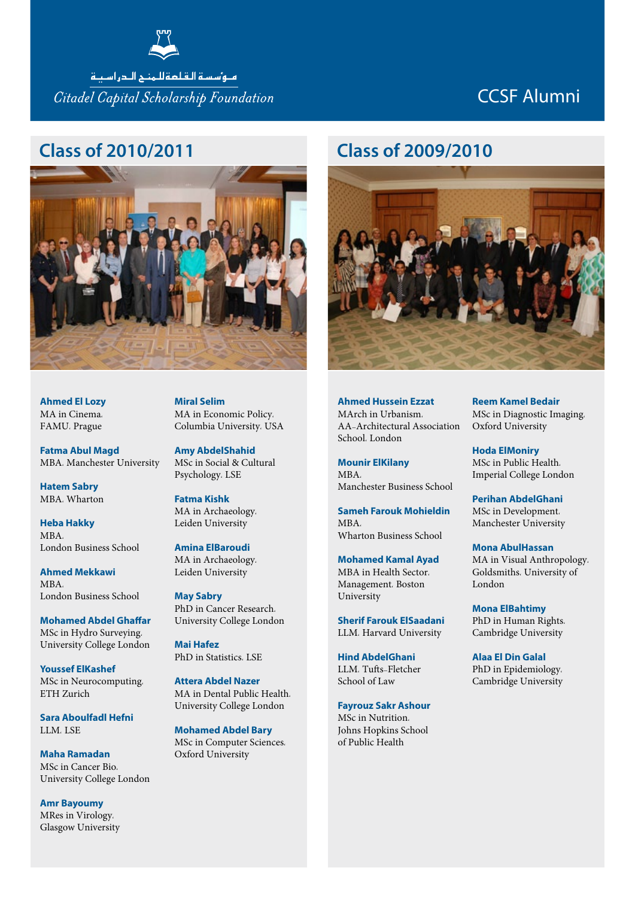مـؤسـسـة الـقـلـعـة لـلـمـنـح الـدراسـيـة

*Citadel Capital Scholarship Foundation*

# CCSF Alumni

## Class of 2010/2011

**Ahmed El Lozy**
MA in Cinema.
FAMU. Prague

**Fatma Abul Magd**
MBA. Manchester University

**Hatem Sabry**
MBA. Wharton

**Heba Hakky**
MBA.
London Business School

**Ahmed Mekkawi**
MBA.
London Business School

**Mohamed Abdel Ghaffar**
MSc in Hydro Surveying.
University College London

**Youssef ElKashef**
MSc in Neurocomputing.
ETH Zurich

**Sara Aboulfadl Hefni**
LLM. LSE

**Maha Ramadan**
MSc in Cancer Bio.
University College London

**Amr Bayoumy**
MRes in Virology.
Glasgow University

**Miral Selim**
MA in Economic Policy.
Columbia University. USA

**Amy AbdelShahid**
MSc in Social & Cultural Psychology. LSE

**Fatma Kishk**
MA in Archaeology.
Leiden University

**Amina ElBaroudi**
MA in Archaeology.
Leiden University

**May Sabry**
PhD in Cancer Research.
University College London

**Mai Hafez**
PhD in Statistics. LSE

**Attera Abdel Nazer**
MA in Dental Public Health.
University College London

**Mohamed Abdel Bary**
MSc in Computer Sciences.
Oxford University

## Class of 2009/2010

**Ahmed Hussein Ezzat**
MArch in Urbanism.
AA-Architectural Association School. London

**Mounir ElKilany**
MBA.
Manchester Business School

**Sameh Farouk Mohieldin**
MBA.
Wharton Business School

**Mohamed Kamal Ayad**
MBA in Health Sector.
Management. Boston University

**Sherif Farouk ElSaadani**
LLM. Harvard University

**Hind AbdelGhani**
LLM. Tufts-Fletcher School of Law

**Fayrouz Sakr Ashour**
MSc in Nutrition.
Johns Hopkins School of Public Health

**Reem Kamel Bedair**
MSc in Diagnostic Imaging.
Oxford University

**Hoda ElMoniry**
MSc in Public Health.
Imperial College London

**Perihan AbdelGhani**
MSc in Development.
Manchester University

**Mona AbulHassan**
MA in Visual Anthropology.
Goldsmiths. University of London

**Mona ElBahtimy**
PhD in Human Rights.
Cambridge University

**Alaa El Din Galal**
PhD in Epidemiology.
Cambridge University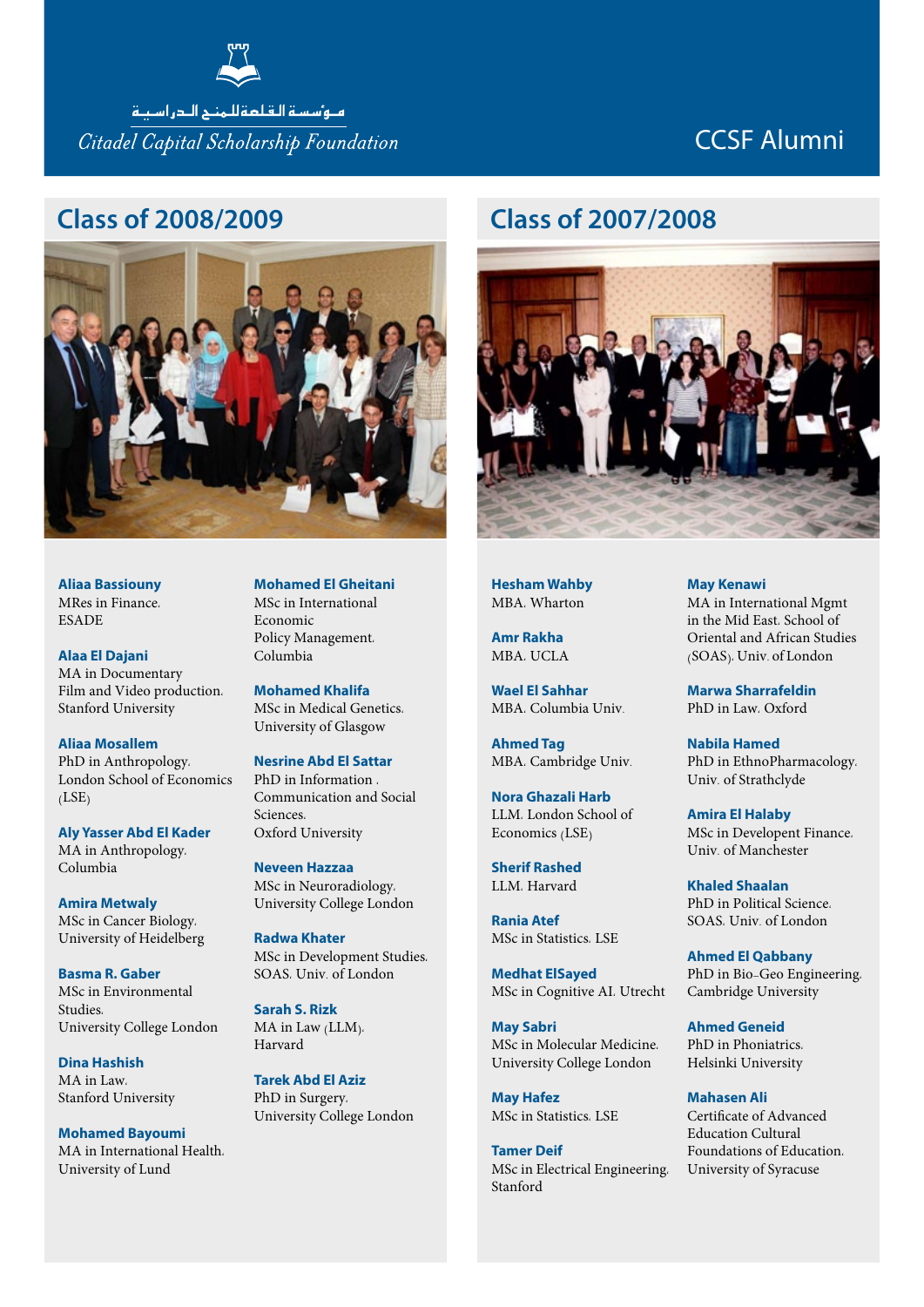مـؤسسة الـقلعةللمنـح الـدراسيـة

*Citadel Capital Scholarship Foundation*

# CCSF Alumni

## Class of 2008/2009

**Aliaa Bassiouny**
MRes in Finance. ESADE

**Alaa El Dajani**
MA in Documentary Film and Video production. Stanford University

**Aliaa Mosallem**
PhD in Anthropology. London School of Economics (LSE)

**Aly Yasser Abd El Kader**
MA in Anthropology. Columbia

**Amira Metwaly**
MSc in Cancer Biology. University of Heidelberg

**Basma R. Gaber**
MSc in Environmental Studies. University College London

**Dina Hashish**
MA in Law. Stanford University

**Mohamed Bayoumi**
MA in International Health. University of Lund

**Mohamed El Gheitani**
MSc in International Economic Policy Management. Columbia

**Mohamed Khalifa**
MSc in Medical Genetics. University of Glasgow

**Nesrine Abd El Sattar**
PhD in Information . Communication and Social Sciences. Oxford University

**Neveen Hazzaa**
MSc in Neuroradiology. University College London

**Radwa Khater**
MSc in Development Studies. SOAS. Univ. of London

**Sarah S. Rizk**
MA in Law (LLM). Harvard

**Tarek Abd El Aziz**
PhD in Surgery. University College London

## Class of 2007/2008

**Hesham Wahby**
MBA. Wharton

**Amr Rakha**
MBA. UCLA

**Wael El Sahhar**
MBA. Columbia Univ.

**Ahmed Tag**
MBA. Cambridge Univ.

**Nora Ghazali Harb**
LLM. London School of Economics (LSE)

**Sherif Rashed**
LLM. Harvard

**Rania Atef**
MSc in Statistics. LSE

**Medhat ElSayed**
MSc in Cognitive AI. Utrecht

**May Sabri**
MSc in Molecular Medicine. University College London

**May Hafez**
MSc in Statistics. LSE

**Tamer Deif**
MSc in Electrical Engineering. Stanford

**May Kenawi**
MA in International Mgmt in the Mid East. School of Oriental and African Studies (SOAS). Univ. of London

**Marwa Sharrafeldin**
PhD in Law. Oxford

**Nabila Hamed**
PhD in EthnoPharmacology. Univ. of Strathclyde

**Amira El Halaby**
MSc in Developent Finance. Univ. of Manchester

**Khaled Shaalan**
PhD in Political Science. SOAS. Univ. of London

**Ahmed El Qabbany**
PhD in Bio-Geo Engineering. Cambridge University

**Ahmed Geneid**
PhD in Phoniatrics. Helsinki University

**Mahasen Ali**
Certificate of Advanced Education Cultural Foundations of Education. University of Syracuse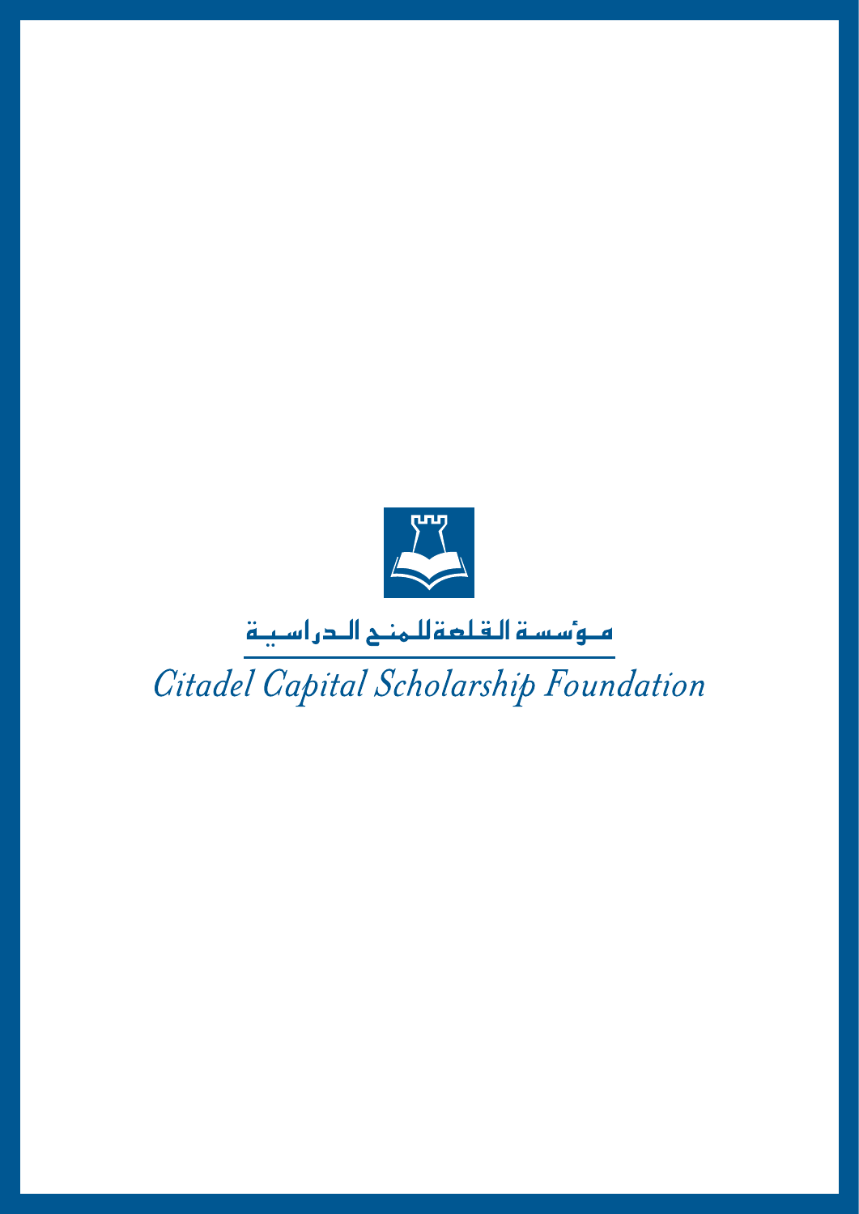مـؤسسـة الـقـلـعـةللـمـنـح الـدراسـيـة

*Citadel Capital Scholarship Foundation*